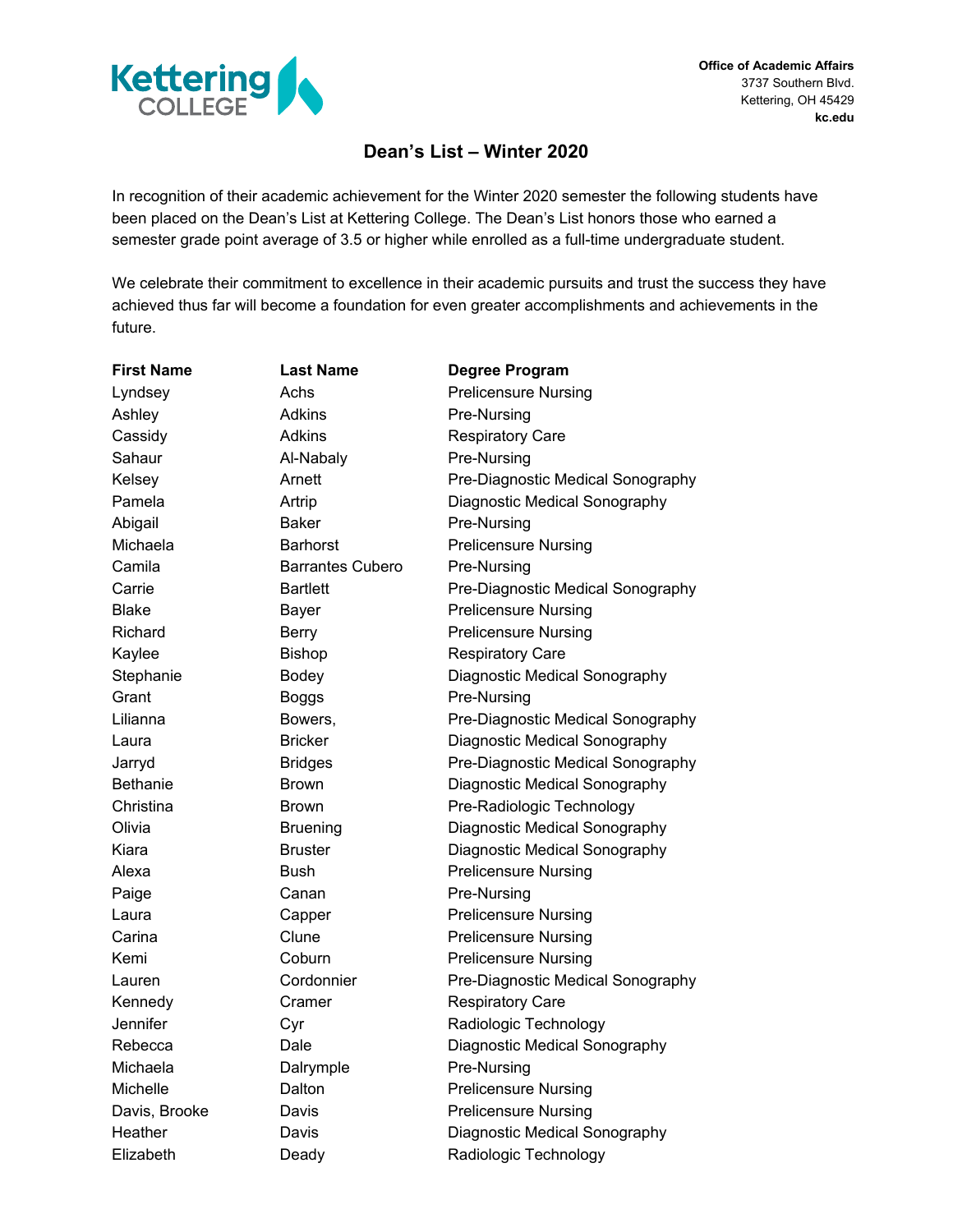Kettering COLLEGE

**Office of Academic Affairs**
3737 Southern Blvd.
Kettering, OH 45429
**kc.edu**

## Dean's List – Winter 2020

In recognition of their academic achievement for the Winter 2020 semester the following students have been placed on the Dean's List at Kettering College. The Dean's List honors those who earned a semester grade point average of 3.5 or higher while enrolled as a full-time undergraduate student.

We celebrate their commitment to excellence in their academic pursuits and trust the success they have achieved thus far will become a foundation for even greater accomplishments and achievements in the future.

| First Name | Last Name | Degree Program |
|---|---|---|
| Lyndsey | Achs | Prelicensure Nursing |
| Ashley | Adkins | Pre-Nursing |
| Cassidy | Adkins | Respiratory Care |
| Sahaur | Al-Nabaly | Pre-Nursing |
| Kelsey | Arnett | Pre-Diagnostic Medical Sonography |
| Pamela | Artrip | Diagnostic Medical Sonography |
| Abigail | Baker | Pre-Nursing |
| Michaela | Barhorst | Prelicensure Nursing |
| Camila | Barrantes Cubero | Pre-Nursing |
| Carrie | Bartlett | Pre-Diagnostic Medical Sonography |
| Blake | Bayer | Prelicensure Nursing |
| Richard | Berry | Prelicensure Nursing |
| Kaylee | Bishop | Respiratory Care |
| Stephanie | Bodey | Diagnostic Medical Sonography |
| Grant | Boggs | Pre-Nursing |
| Lilianna | Bowers, | Pre-Diagnostic Medical Sonography |
| Laura | Bricker | Diagnostic Medical Sonography |
| Jarryd | Bridges | Pre-Diagnostic Medical Sonography |
| Bethanie | Brown | Diagnostic Medical Sonography |
| Christina | Brown | Pre-Radiologic Technology |
| Olivia | Bruening | Diagnostic Medical Sonography |
| Kiara | Bruster | Diagnostic Medical Sonography |
| Alexa | Bush | Prelicensure Nursing |
| Paige | Canan | Pre-Nursing |
| Laura | Capper | Prelicensure Nursing |
| Carina | Clune | Prelicensure Nursing |
| Kemi | Coburn | Prelicensure Nursing |
| Lauren | Cordonnier | Pre-Diagnostic Medical Sonography |
| Kennedy | Cramer | Respiratory Care |
| Jennifer | Cyr | Radiologic Technology |
| Rebecca | Dale | Diagnostic Medical Sonography |
| Michaela | Dalrymple | Pre-Nursing |
| Michelle | Dalton | Prelicensure Nursing |
| Davis, Brooke | Davis | Prelicensure Nursing |
| Heather | Davis | Diagnostic Medical Sonography |
| Elizabeth | Deady | Radiologic Technology |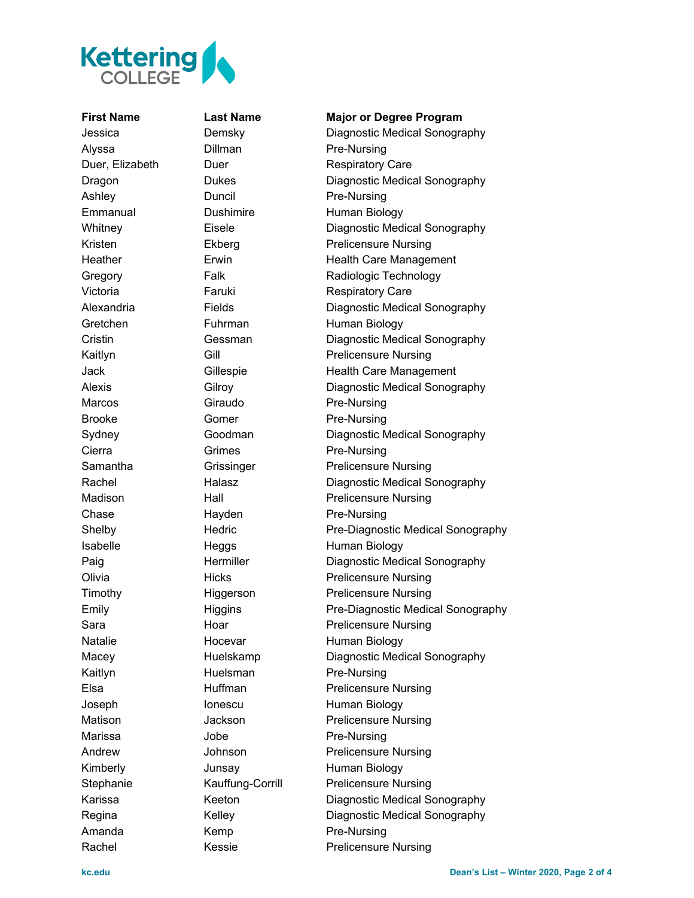| First Name | Last Name | Major or Degree Program |
| --- | --- | --- |
| Jessica | Demsky | Diagnostic Medical Sonography |
| Alyssa | Dillman | Pre-Nursing |
| Duer, Elizabeth | Duer | Respiratory Care |
| Dragon | Dukes | Diagnostic Medical Sonography |
| Ashley | Duncil | Pre-Nursing |
| Emmanual | Dushimire | Human Biology |
| Whitney | Eisele | Diagnostic Medical Sonography |
| Kristen | Ekberg | Prelicensure Nursing |
| Heather | Erwin | Health Care Management |
| Gregory | Falk | Radiologic Technology |
| Victoria | Faruki | Respiratory Care |
| Alexandria | Fields | Diagnostic Medical Sonography |
| Gretchen | Fuhrman | Human Biology |
| Cristin | Gessman | Diagnostic Medical Sonography |
| Kaitlyn | Gill | Prelicensure Nursing |
| Jack | Gillespie | Health Care Management |
| Alexis | Gilroy | Diagnostic Medical Sonography |
| Marcos | Giraudo | Pre-Nursing |
| Brooke | Gomer | Pre-Nursing |
| Sydney | Goodman | Diagnostic Medical Sonography |
| Cierra | Grimes | Pre-Nursing |
| Samantha | Grissinger | Prelicensure Nursing |
| Rachel | Halasz | Diagnostic Medical Sonography |
| Madison | Hall | Prelicensure Nursing |
| Chase | Hayden | Pre-Nursing |
| Shelby | Hedric | Pre-Diagnostic Medical Sonography |
| Isabelle | Heggs | Human Biology |
| Paig | Hermiller | Diagnostic Medical Sonography |
| Olivia | Hicks | Prelicensure Nursing |
| Timothy | Higgerson | Prelicensure Nursing |
| Emily | Higgins | Pre-Diagnostic Medical Sonography |
| Sara | Hoar | Prelicensure Nursing |
| Natalie | Hocevar | Human Biology |
| Macey | Huelskamp | Diagnostic Medical Sonography |
| Kaitlyn | Huelsman | Pre-Nursing |
| Elsa | Huffman | Prelicensure Nursing |
| Joseph | Ionescu | Human Biology |
| Matison | Jackson | Prelicensure Nursing |
| Marissa | Jobe | Pre-Nursing |
| Andrew | Johnson | Prelicensure Nursing |
| Kimberly | Junsay | Human Biology |
| Stephanie | Kauffung-Corrill | Prelicensure Nursing |
| Karissa | Keeton | Diagnostic Medical Sonography |
| Regina | Kelley | Diagnostic Medical Sonography |
| Amanda | Kemp | Pre-Nursing |
| Rachel | Kessie | Prelicensure Nursing |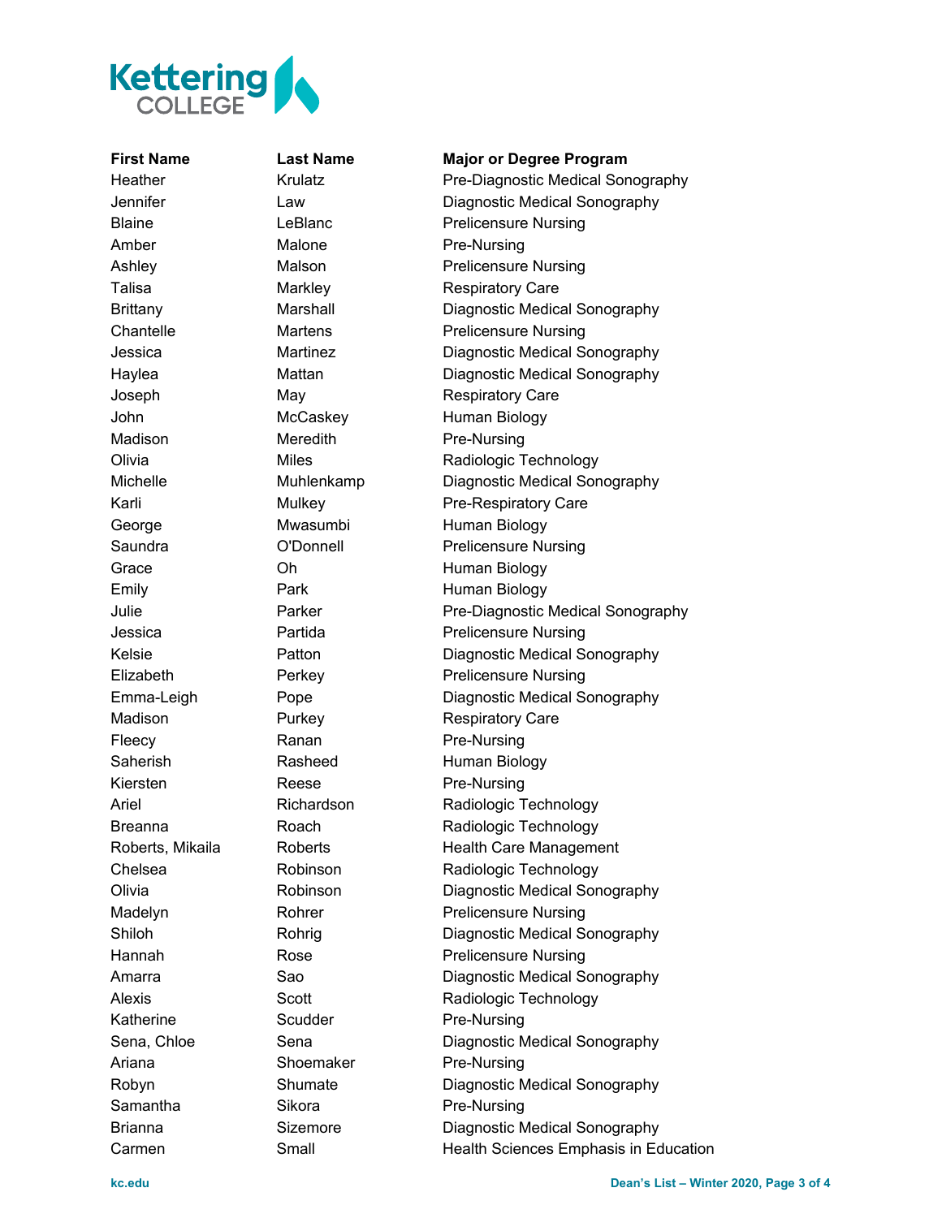| First Name | Last Name | Major or Degree Program |
| --- | --- | --- |
| Heather | Krulatz | Pre-Diagnostic Medical Sonography |
| Jennifer | Law | Diagnostic Medical Sonography |
| Blaine | LeBlanc | Prelicensure Nursing |
| Amber | Malone | Pre-Nursing |
| Ashley | Malson | Prelicensure Nursing |
| Talisa | Markley | Respiratory Care |
| Brittany | Marshall | Diagnostic Medical Sonography |
| Chantelle | Martens | Prelicensure Nursing |
| Jessica | Martinez | Diagnostic Medical Sonography |
| Haylea | Mattan | Diagnostic Medical Sonography |
| Joseph | May | Respiratory Care |
| John | McCaskey | Human Biology |
| Madison | Meredith | Pre-Nursing |
| Olivia | Miles | Radiologic Technology |
| Michelle | Muhlenkamp | Diagnostic Medical Sonography |
| Karli | Mulkey | Pre-Respiratory Care |
| George | Mwasumbi | Human Biology |
| Saundra | O'Donnell | Prelicensure Nursing |
| Grace | Oh | Human Biology |
| Emily | Park | Human Biology |
| Julie | Parker | Pre-Diagnostic Medical Sonography |
| Jessica | Partida | Prelicensure Nursing |
| Kelsie | Patton | Diagnostic Medical Sonography |
| Elizabeth | Perkey | Prelicensure Nursing |
| Emma-Leigh | Pope | Diagnostic Medical Sonography |
| Madison | Purkey | Respiratory Care |
| Fleecy | Ranan | Pre-Nursing |
| Saherish | Rasheed | Human Biology |
| Kiersten | Reese | Pre-Nursing |
| Ariel | Richardson | Radiologic Technology |
| Breanna | Roach | Radiologic Technology |
| Roberts, Mikaila | Roberts | Health Care Management |
| Chelsea | Robinson | Radiologic Technology |
| Olivia | Robinson | Diagnostic Medical Sonography |
| Madelyn | Rohrer | Prelicensure Nursing |
| Shiloh | Rohrig | Diagnostic Medical Sonography |
| Hannah | Rose | Prelicensure Nursing |
| Amarra | Sao | Diagnostic Medical Sonography |
| Alexis | Scott | Radiologic Technology |
| Katherine | Scudder | Pre-Nursing |
| Sena, Chloe | Sena | Diagnostic Medical Sonography |
| Ariana | Shoemaker | Pre-Nursing |
| Robyn | Shumate | Diagnostic Medical Sonography |
| Samantha | Sikora | Pre-Nursing |
| Brianna | Sizemore | Diagnostic Medical Sonography |
| Carmen | Small | Health Sciences Emphasis in Education |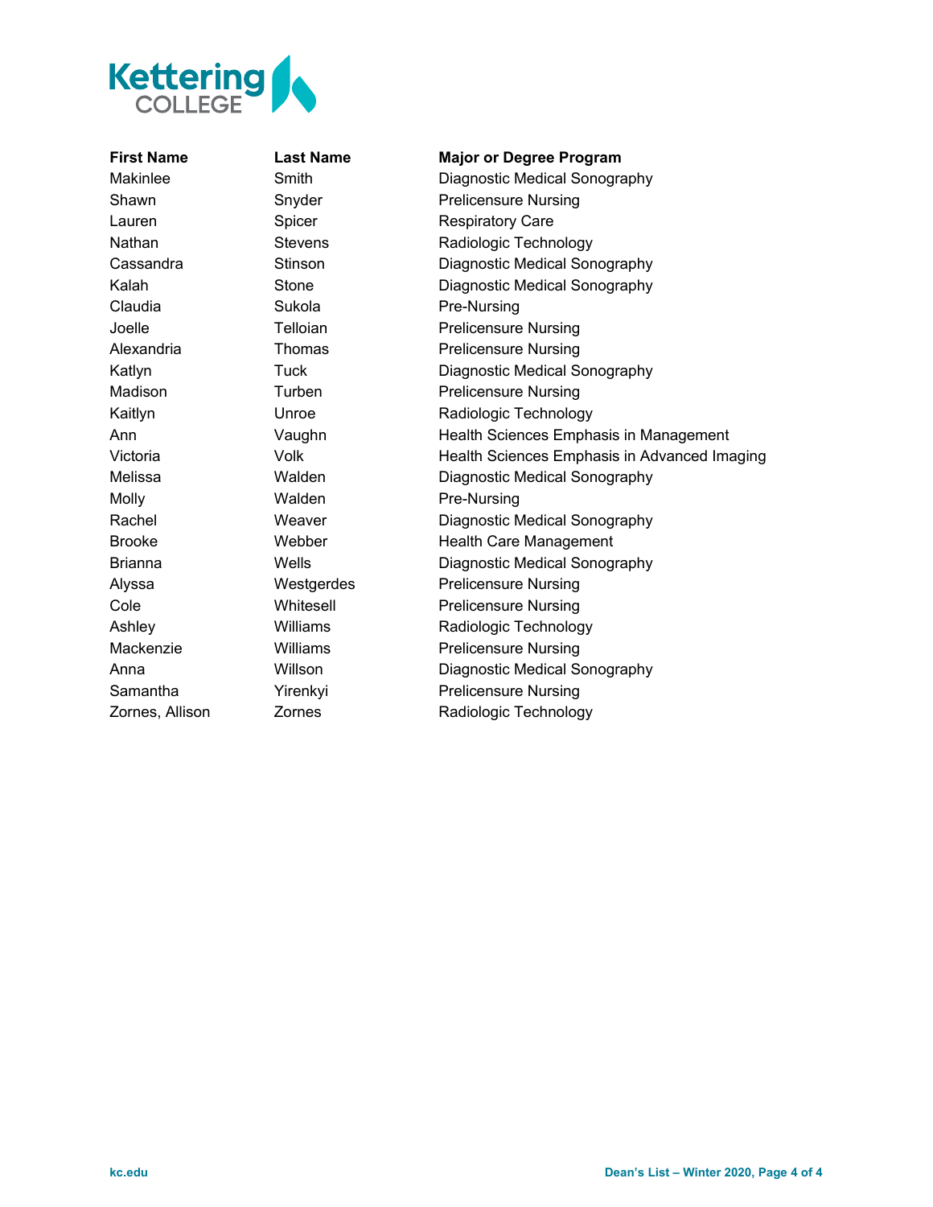| First Name | Last Name | Major or Degree Program |
|---|---|---|
| Makinlee | Smith | Diagnostic Medical Sonography |
| Shawn | Snyder | Prelicensure Nursing |
| Lauren | Spicer | Respiratory Care |
| Nathan | Stevens | Radiologic Technology |
| Cassandra | Stinson | Diagnostic Medical Sonography |
| Kalah | Stone | Diagnostic Medical Sonography |
| Claudia | Sukola | Pre-Nursing |
| Joelle | Telloian | Prelicensure Nursing |
| Alexandria | Thomas | Prelicensure Nursing |
| Katlyn | Tuck | Diagnostic Medical Sonography |
| Madison | Turben | Prelicensure Nursing |
| Kaitlyn | Unroe | Radiologic Technology |
| Ann | Vaughn | Health Sciences Emphasis in Management |
| Victoria | Volk | Health Sciences Emphasis in Advanced Imaging |
| Melissa | Walden | Diagnostic Medical Sonography |
| Molly | Walden | Pre-Nursing |
| Rachel | Weaver | Diagnostic Medical Sonography |
| Brooke | Webber | Health Care Management |
| Brianna | Wells | Diagnostic Medical Sonography |
| Alyssa | Westgerdes | Prelicensure Nursing |
| Cole | Whitesell | Prelicensure Nursing |
| Ashley | Williams | Radiologic Technology |
| Mackenzie | Williams | Prelicensure Nursing |
| Anna | Willson | Diagnostic Medical Sonography |
| Samantha | Yirenkyi | Prelicensure Nursing |
| Zornes, Allison | Zornes | Radiologic Technology |